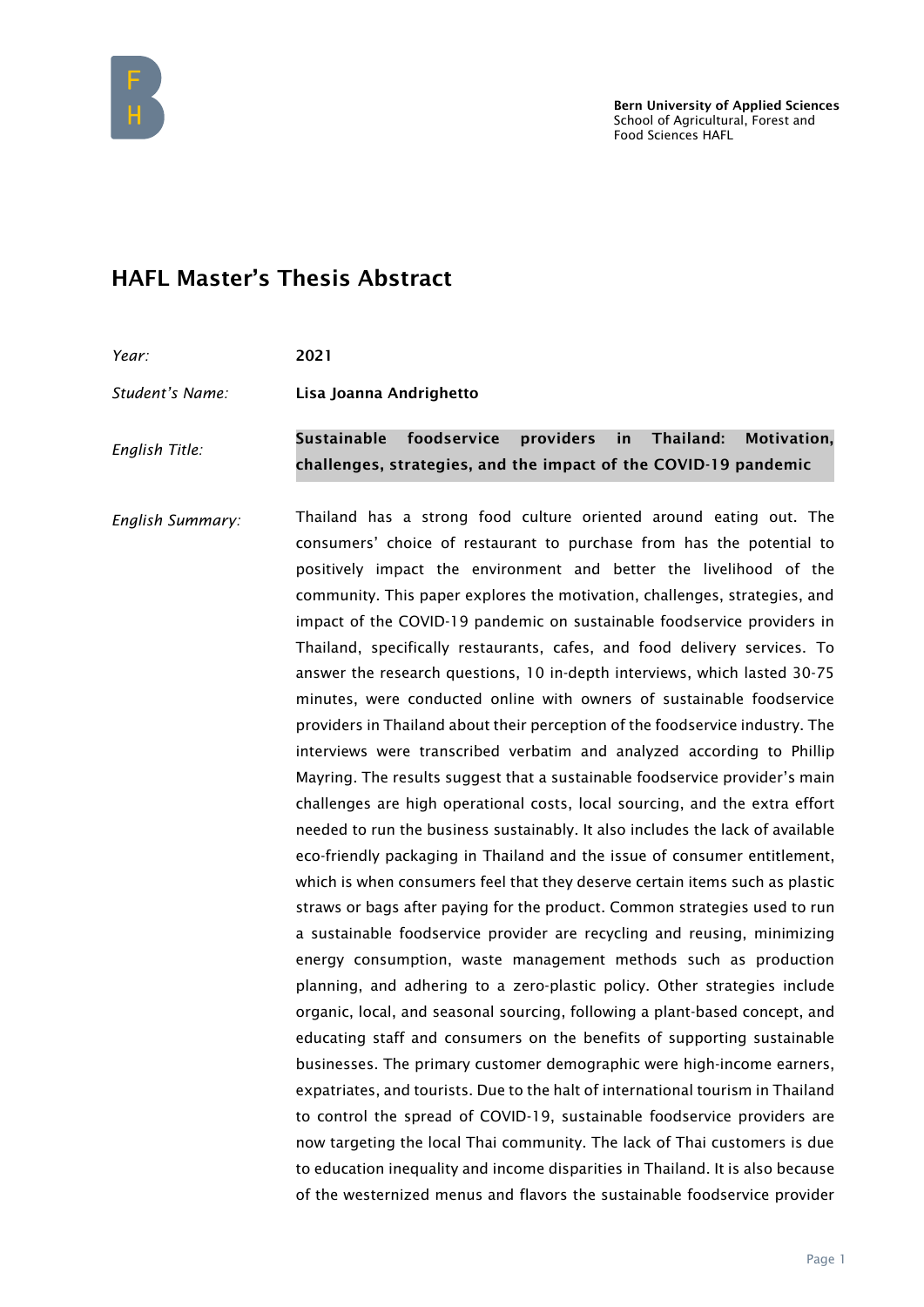Bern University of Applied Sciences
School of Agricultural, Forest and Food Sciences HAFL

# HAFL Master's Thesis Abstract

| | |
|---|---|
| *Year:* | **2021** |
| *Student's Name:* | **Lisa Joanna Andrighetto** |
| *English Title:* | **Sustainable foodservice providers in Thailand: Motivation, challenges, strategies, and the impact of the COVID-19 pandemic** |

*English Summary:*

Thailand has a strong food culture oriented around eating out. The consumers' choice of restaurant to purchase from has the potential to positively impact the environment and better the livelihood of the community. This paper explores the motivation, challenges, strategies, and impact of the COVID-19 pandemic on sustainable foodservice providers in Thailand, specifically restaurants, cafes, and food delivery services. To answer the research questions, 10 in-depth interviews, which lasted 30-75 minutes, were conducted online with owners of sustainable foodservice providers in Thailand about their perception of the foodservice industry. The interviews were transcribed verbatim and analyzed according to Phillip Mayring. The results suggest that a sustainable foodservice provider's main challenges are high operational costs, local sourcing, and the extra effort needed to run the business sustainably. It also includes the lack of available eco-friendly packaging in Thailand and the issue of consumer entitlement, which is when consumers feel that they deserve certain items such as plastic straws or bags after paying for the product. Common strategies used to run a sustainable foodservice provider are recycling and reusing, minimizing energy consumption, waste management methods such as production planning, and adhering to a zero-plastic policy. Other strategies include organic, local, and seasonal sourcing, following a plant-based concept, and educating staff and consumers on the benefits of supporting sustainable businesses. The primary customer demographic were high-income earners, expatriates, and tourists. Due to the halt of international tourism in Thailand to control the spread of COVID-19, sustainable foodservice providers are now targeting the local Thai community. The lack of Thai customers is due to education inequality and income disparities in Thailand. It is also because of the westernized menus and flavors the sustainable foodservice provider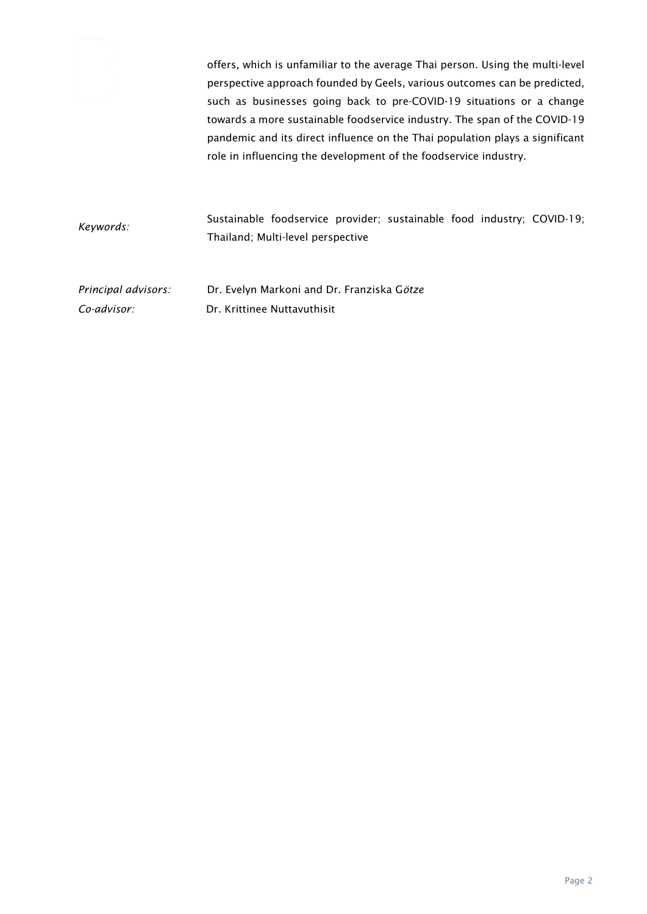offers, which is unfamiliar to the average Thai person. Using the multi-level perspective approach founded by Geels, various outcomes can be predicted, such as businesses going back to pre-COVID-19 situations or a change towards a more sustainable foodservice industry. The span of the COVID-19 pandemic and its direct influence on the Thai population plays a significant role in influencing the development of the foodservice industry.

*Keywords:* Sustainable foodservice provider; sustainable food industry; COVID-19; Thailand; Multi-level perspective

*Principal advisors:* Dr. Evelyn Markoni and Dr. Franziska Götze

*Co-advisor:* Dr. Krittinee Nuttavuthisit